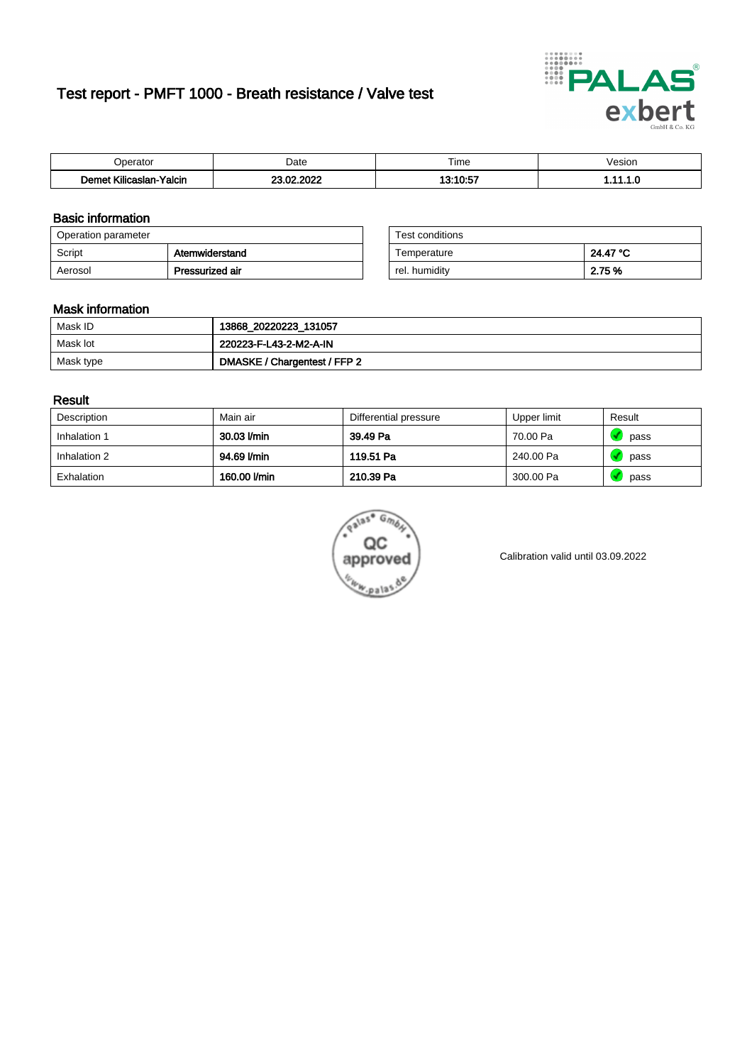# Test report - PMFT 1000 - Breath resistance / Valve test

| Operator | Date | Time | Vesion |
|---|---|---|---|
| **Demet Kilicaslan-Yalcin** | **23.02.2022** | **13:10:57** | **1.11.1.0** |

## Basic information

| Operation parameter | |
|---|---|
| Script | **Atemwiderstand** |
| Aerosol | **Pressurized air** |

| Test conditions | |
|---|---|
| Temperature | **24.47 °C** |
| rel. humidity | **2.75 %** |

## Mask information

| | |
|---|---|
| Mask ID | **13868_20220223_131057** |
| Mask lot | **220223-F-L43-2-M2-A-IN** |
| Mask type | **DMASKE / Chargentest / FFP 2** |

## Result

| Description | Main air | Differential pressure | Upper limit | Result |
|---|---|---|---|---|
| Inhalation 1 | **30.03 l/min** | **39.49 Pa** | 70.00 Pa | pass |
| Inhalation 2 | **94.69 l/min** | **119.51 Pa** | 240.00 Pa | pass |
| Exhalation | **160.00 l/min** | **210.39 Pa** | 300.00 Pa | pass |

Calibration valid until 03.09.2022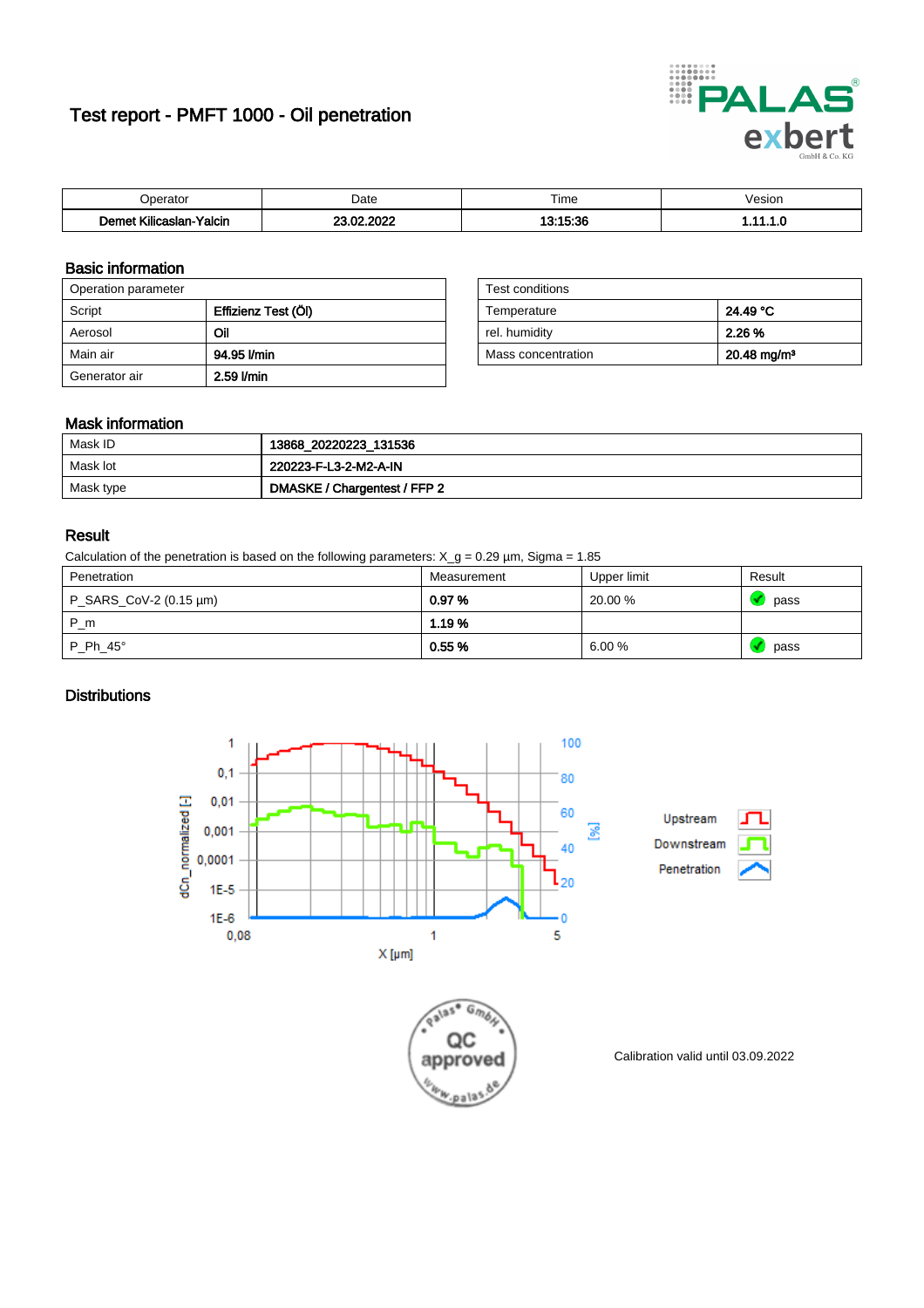# Test report - PMFT 1000 - Oil penetration

PALAS exbert GmbH & Co. KG

| Operator | Date | Time | Vesion |
| --- | --- | --- | --- |
| Demet Kilicaslan-Yalcin | 23.02.2022 | 13:15:36 | 1.11.1.0 |

## Basic information

| Operation parameter | |
| --- | --- |
| Script | Effizienz Test (Öl) |
| Aerosol | Oil |
| Main air | 94.95 l/min |
| Generator air | 2.59 l/min |

| Test conditions | |
| --- | --- |
| Temperature | 24.49 °C |
| rel. humidity | 2.26 % |
| Mass concentration | 20.48 mg/m³ |

## Mask information

| | |
| --- | --- |
| Mask ID | 13868_20220223_131536 |
| Mask lot | 220223-F-L3-2-M2-A-IN |
| Mask type | DMASKE / Chargentest / FFP 2 |

## Result

Calculation of the penetration is based on the following parameters: X_g = 0.29 µm, Sigma = 1.85

| Penetration | Measurement | Upper limit | Result |
| --- | --- | --- | --- |
| P_SARS_CoV-2 (0.15 µm) | 0.97 % | 20.00 % | pass |
| P_m | 1.19 % | | |
| P_Ph_45° | 0.55 % | 6.00 % | pass |

## Distributions

1
0,1
0,01
0,001
0,0001
1E-5
1E-6
dCn_normalized [-]
100
80
60
40
20
0
[%]
0,08
1
5
X [µm]

Upstream
Downstream
Penetration

Palas® GmbH
QC approved
www.palas.de

Calibration valid until 03.09.2022